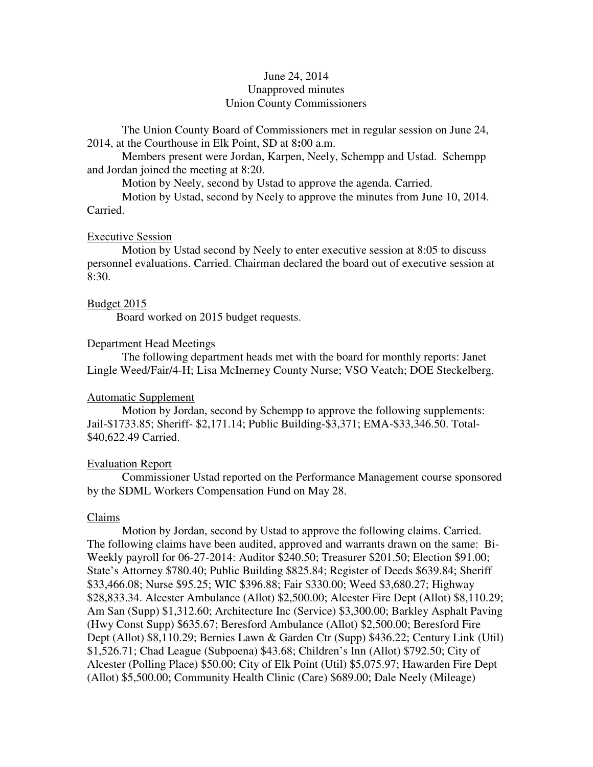June 24, 2014
Unapproved minutes
Union County Commissioners

The Union County Board of Commissioners met in regular session on June 24, 2014, at the Courthouse in Elk Point, SD at 8:00 a.m.

Members present were Jordan, Karpen, Neely, Schempp and Ustad. Schempp and Jordan joined the meeting at 8:20.

Motion by Neely, second by Ustad to approve the agenda. Carried.

Motion by Ustad, second by Neely to approve the minutes from June 10, 2014. Carried.

## Executive Session

Motion by Ustad second by Neely to enter executive session at 8:05 to discuss personnel evaluations. Carried. Chairman declared the board out of executive session at 8:30.

## Budget 2015

Board worked on 2015 budget requests.

## Department Head Meetings

The following department heads met with the board for monthly reports: Janet Lingle Weed/Fair/4-H; Lisa McInerney County Nurse; VSO Veatch; DOE Steckelberg.

## Automatic Supplement

Motion by Jordan, second by Schempp to approve the following supplements: Jail-$1733.85; Sheriff- $2,171.14; Public Building-$3,371; EMA-$33,346.50. Total-$40,622.49 Carried.

## Evaluation Report

Commissioner Ustad reported on the Performance Management course sponsored by the SDML Workers Compensation Fund on May 28.

## Claims

Motion by Jordan, second by Ustad to approve the following claims. Carried. The following claims have been audited, approved and warrants drawn on the same: Bi-Weekly payroll for 06-27-2014: Auditor $240.50; Treasurer $201.50; Election $91.00; State's Attorney $780.40; Public Building $825.84; Register of Deeds $639.84; Sheriff $33,466.08; Nurse $95.25; WIC $396.88; Fair $330.00; Weed $3,680.27; Highway $28,833.34. Alcester Ambulance (Allot) $2,500.00; Alcester Fire Dept (Allot) $8,110.29; Am San (Supp) $1,312.60; Architecture Inc (Service) $3,300.00; Barkley Asphalt Paving (Hwy Const Supp) $635.67; Beresford Ambulance (Allot) $2,500.00; Beresford Fire Dept (Allot) $8,110.29; Bernies Lawn & Garden Ctr (Supp) $436.22; Century Link (Util) $1,526.71; Chad League (Subpoena) $43.68; Children's Inn (Allot) $792.50; City of Alcester (Polling Place) $50.00; City of Elk Point (Util) $5,075.97; Hawarden Fire Dept (Allot) $5,500.00; Community Health Clinic (Care) $689.00; Dale Neely (Mileage)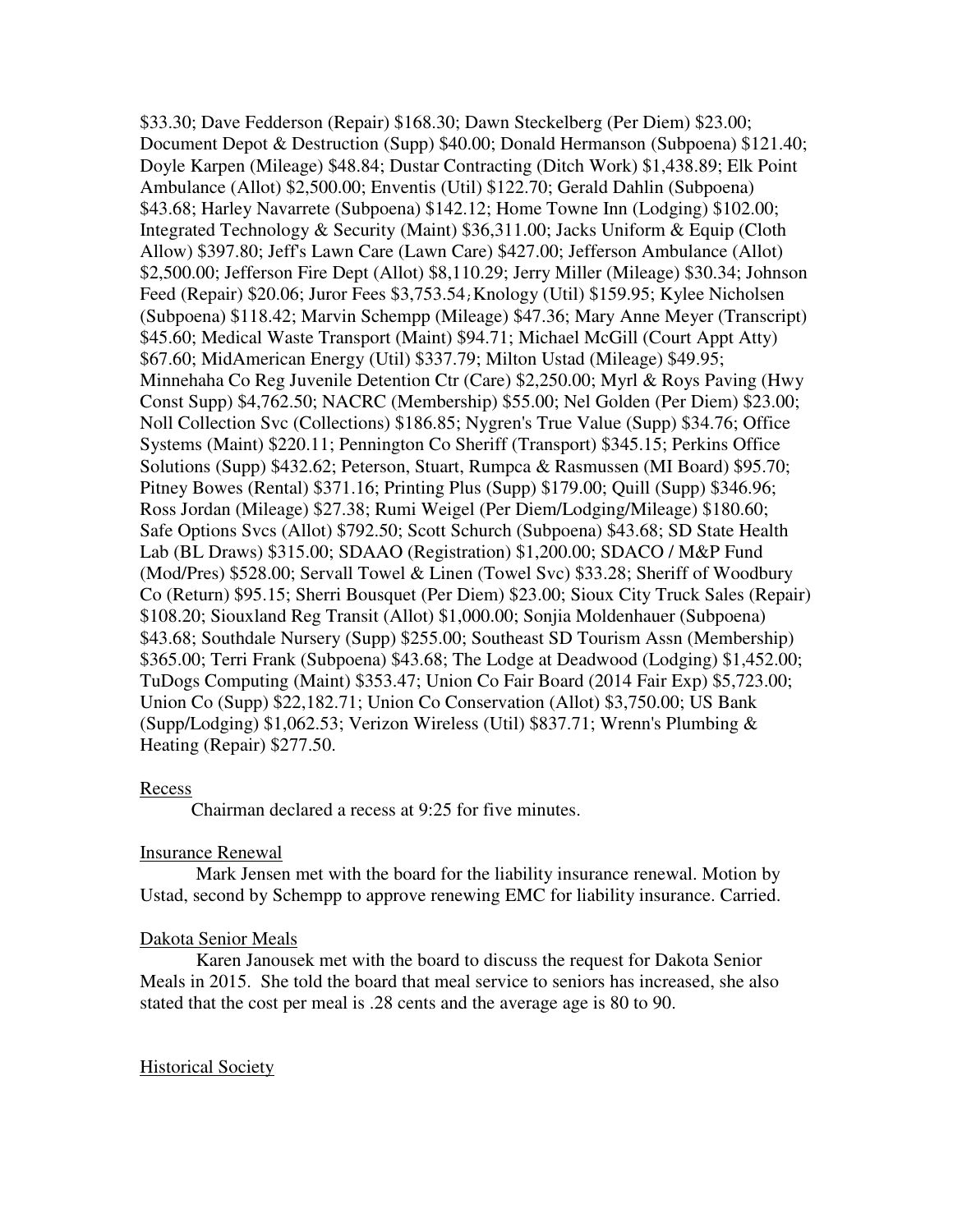$33.30; Dave Fedderson (Repair) $168.30; Dawn Steckelberg (Per Diem) $23.00; Document Depot & Destruction (Supp) $40.00; Donald Hermanson (Subpoena) $121.40; Doyle Karpen (Mileage) $48.84; Dustar Contracting (Ditch Work) $1,438.89; Elk Point Ambulance (Allot) $2,500.00; Enventis (Util) $122.70; Gerald Dahlin (Subpoena) $43.68; Harley Navarrete (Subpoena) $142.12; Home Towne Inn (Lodging) $102.00; Integrated Technology & Security (Maint) $36,311.00; Jacks Uniform & Equip (Cloth Allow) $397.80; Jeff's Lawn Care (Lawn Care) $427.00; Jefferson Ambulance (Allot) $2,500.00; Jefferson Fire Dept (Allot) $8,110.29; Jerry Miller (Mileage) $30.34; Johnson Feed (Repair) $20.06; Juror Fees $3,753.54; Knology (Util) $159.95; Kylee Nicholsen (Subpoena) $118.42; Marvin Schempp (Mileage) $47.36; Mary Anne Meyer (Transcript) $45.60; Medical Waste Transport (Maint) $94.71; Michael McGill (Court Appt Atty) $67.60; MidAmerican Energy (Util) $337.79; Milton Ustad (Mileage) $49.95; Minnehaha Co Reg Juvenile Detention Ctr (Care) $2,250.00; Myrl & Roys Paving (Hwy Const Supp) $4,762.50; NACRC (Membership) $55.00; Nel Golden (Per Diem) $23.00; Noll Collection Svc (Collections) $186.85; Nygren's True Value (Supp) $34.76; Office Systems (Maint) $220.11; Pennington Co Sheriff (Transport) $345.15; Perkins Office Solutions (Supp) $432.62; Peterson, Stuart, Rumpca & Rasmussen (MI Board) $95.70; Pitney Bowes (Rental) $371.16; Printing Plus (Supp) $179.00; Quill (Supp) $346.96; Ross Jordan (Mileage) $27.38; Rumi Weigel (Per Diem/Lodging/Mileage) $180.60; Safe Options Svcs (Allot) $792.50; Scott Schurch (Subpoena) $43.68; SD State Health Lab (BL Draws) $315.00; SDAAO (Registration) $1,200.00; SDACO / M&P Fund (Mod/Pres) $528.00; Servall Towel & Linen (Towel Svc) $33.28; Sheriff of Woodbury Co (Return) $95.15; Sherri Bousquet (Per Diem) $23.00; Sioux City Truck Sales (Repair) $108.20; Siouxland Reg Transit (Allot) $1,000.00; Sonjia Moldenhauer (Subpoena) $43.68; Southdale Nursery (Supp) $255.00; Southeast SD Tourism Assn (Membership) $365.00; Terri Frank (Subpoena) $43.68; The Lodge at Deadwood (Lodging) $1,452.00; TuDogs Computing (Maint) $353.47; Union Co Fair Board (2014 Fair Exp) $5,723.00; Union Co (Supp) $22,182.71; Union Co Conservation (Allot) $3,750.00; US Bank (Supp/Lodging) $1,062.53; Verizon Wireless (Util) $837.71; Wrenn's Plumbing & Heating (Repair) $277.50.

Recess

Chairman declared a recess at 9:25 for five minutes.

Insurance Renewal

Mark Jensen met with the board for the liability insurance renewal. Motion by Ustad, second by Schempp to approve renewing EMC for liability insurance. Carried.

Dakota Senior Meals

Karen Janousek met with the board to discuss the request for Dakota Senior Meals in 2015. She told the board that meal service to seniors has increased, she also stated that the cost per meal is .28 cents and the average age is 80 to 90.

Historical Society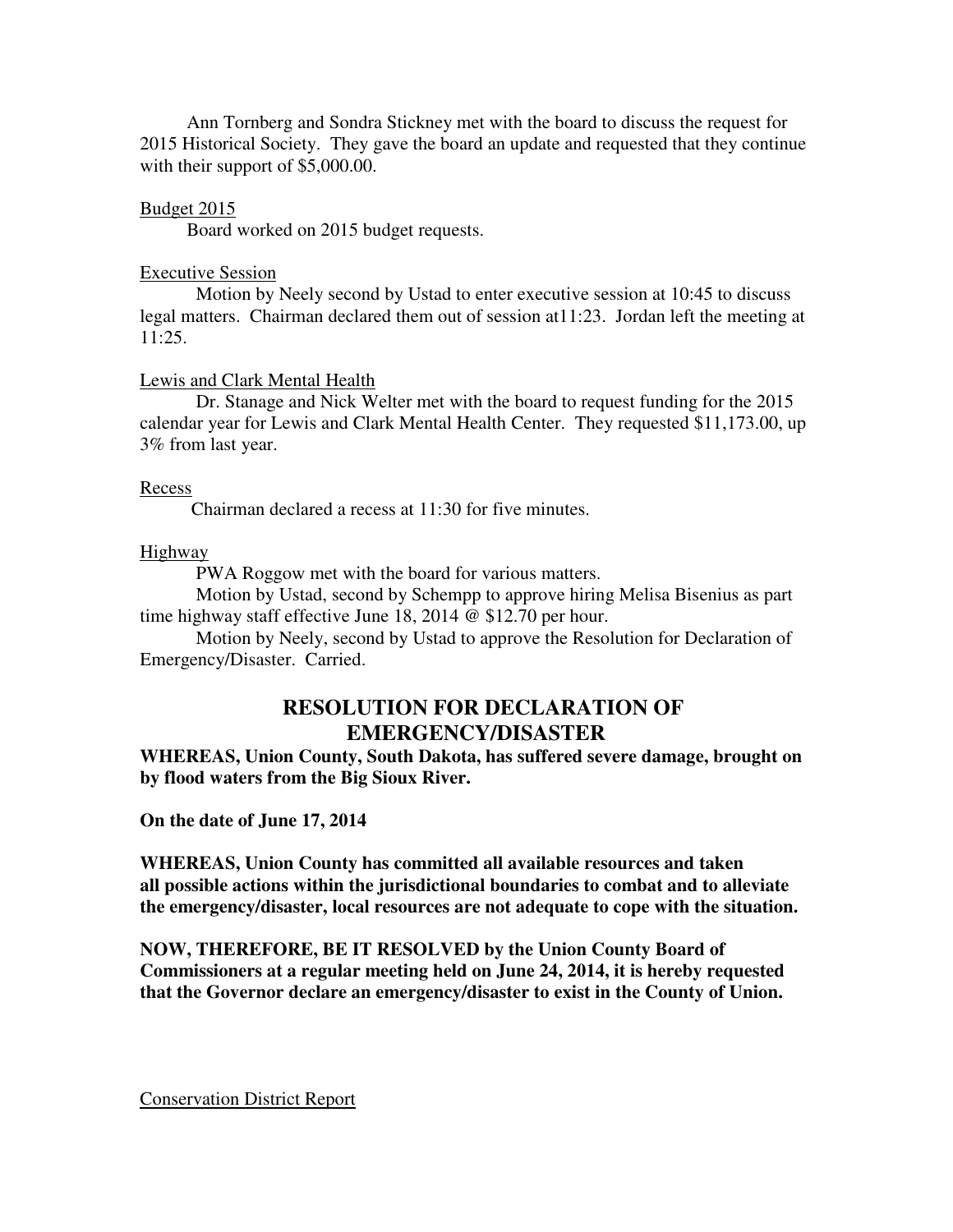Ann Tornberg and Sondra Stickney met with the board to discuss the request for 2015 Historical Society. They gave the board an update and requested that they continue with their support of $5,000.00.

Budget 2015

Board worked on 2015 budget requests.

Executive Session

Motion by Neely second by Ustad to enter executive session at 10:45 to discuss legal matters. Chairman declared them out of session at11:23. Jordan left the meeting at 11:25.

Lewis and Clark Mental Health

Dr. Stanage and Nick Welter met with the board to request funding for the 2015 calendar year for Lewis and Clark Mental Health Center. They requested $11,173.00, up 3% from last year.

Recess

Chairman declared a recess at 11:30 for five minutes.

Highway

PWA Roggow met with the board for various matters.

Motion by Ustad, second by Schempp to approve hiring Melisa Bisenius as part time highway staff effective June 18, 2014 @ $12.70 per hour.

Motion by Neely, second by Ustad to approve the Resolution for Declaration of Emergency/Disaster. Carried.

## RESOLUTION FOR DECLARATION OF EMERGENCY/DISASTER

**WHEREAS, Union County, South Dakota, has suffered severe damage, brought on by flood waters from the Big Sioux River.**

**On the date of June 17, 2014**

**WHEREAS, Union County has committed all available resources and taken all possible actions within the jurisdictional boundaries to combat and to alleviate the emergency/disaster, local resources are not adequate to cope with the situation.**

**NOW, THEREFORE, BE IT RESOLVED by the Union County Board of Commissioners at a regular meeting held on June 24, 2014, it is hereby requested that the Governor declare an emergency/disaster to exist in the County of Union.**

Conservation District Report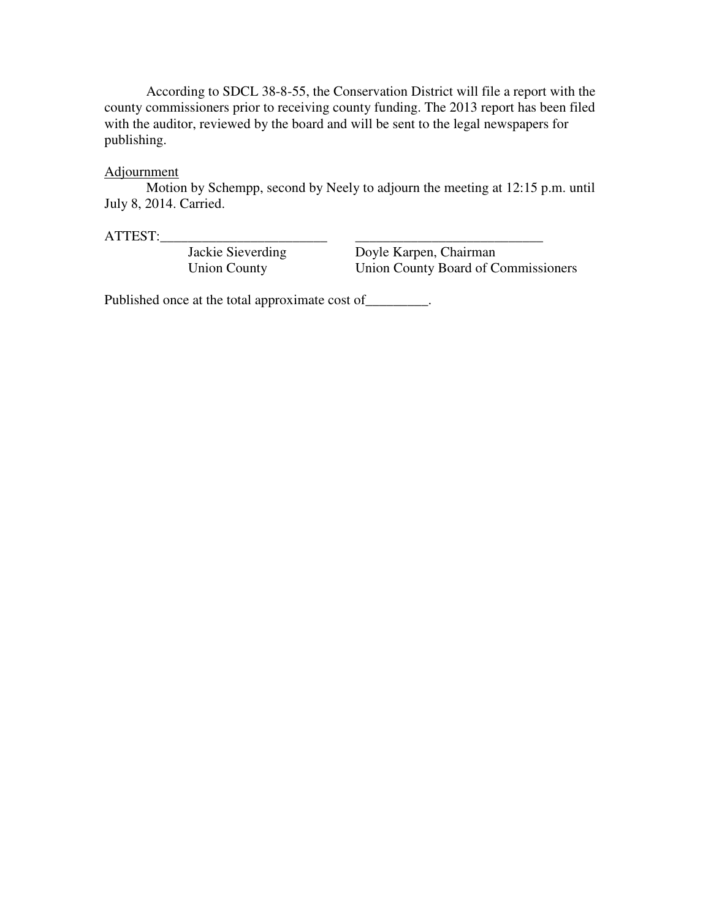According to SDCL 38-8-55, the Conservation District will file a report with the county commissioners prior to receiving county funding. The 2013 report has been filed with the auditor, reviewed by the board and will be sent to the legal newspapers for publishing.

<u>Adjournment</u>

Motion by Schempp, second by Neely to adjourn the meeting at 12:15 p.m. until July 8, 2014. Carried.

ATTEST:________________________ ___________________________

Jackie Sieverding
Union County

Doyle Karpen, Chairman
Union County Board of Commissioners

Published once at the total approximate cost of_________.